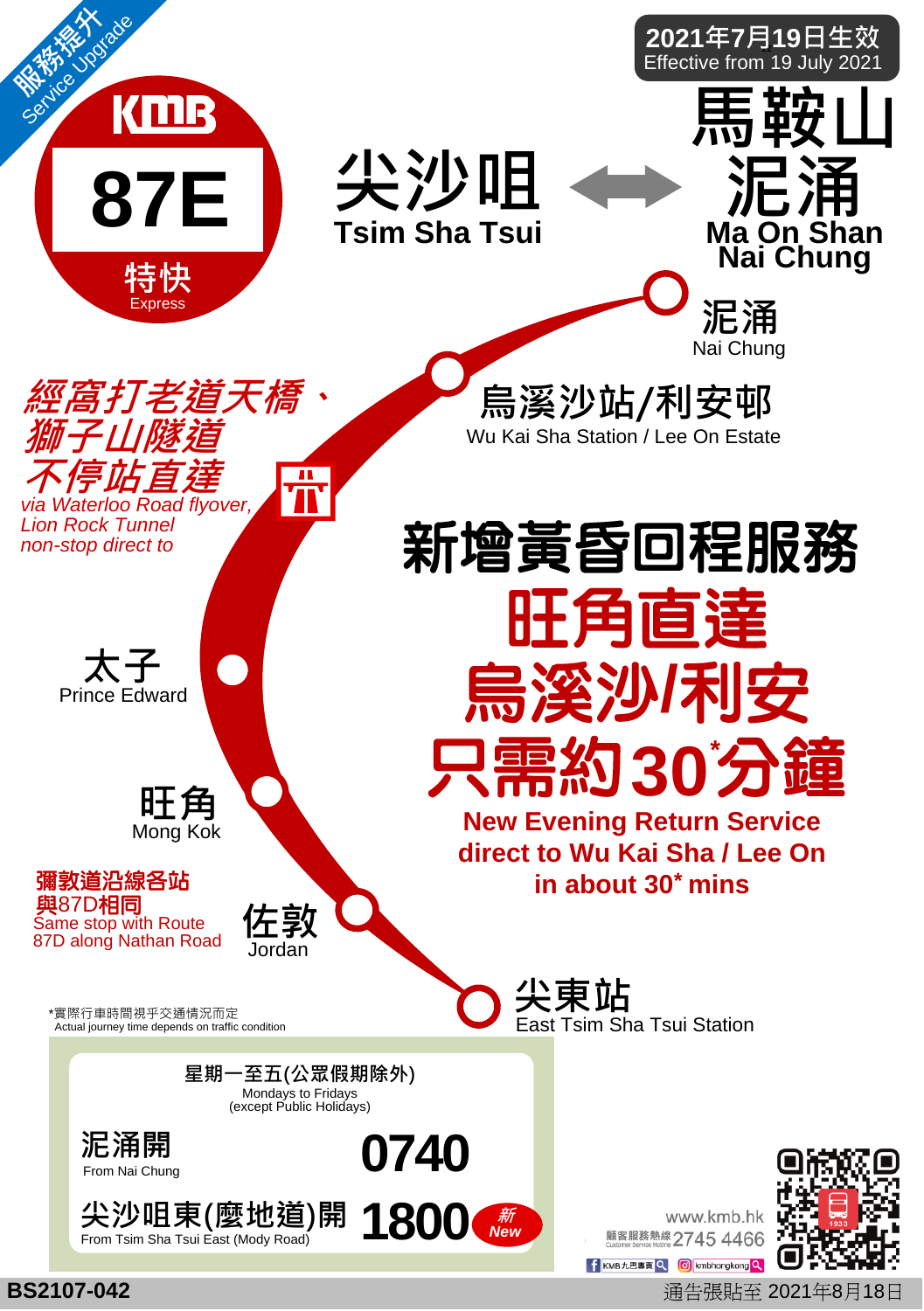服務提升 Service Upgrade

KMB

# 87E

特快 Express

**2021年7月19日生效**
Effective from 19 July 2021

## 尖沙咀 Tsim Sha Tsui ↔ 馬鞍山泥涌 Ma On Shan Nai Chung

- 泥涌 Nai Chung
- 烏溪沙站/利安邨 Wu Kai Sha Station / Lee On Estate
- 太子 Prince Edward
- 旺角 Mong Kok
- 佐敦 Jordan
- 尖東站 East Tsim Sha Tsui Station

*經窩打老道天橋、獅子山隧道不停站直達*
*via Waterloo Road flyover, Lion Rock Tunnel non-stop direct to*

**彌敦道沿線各站與87D相同**
Same stop with Route 87D along Nathan Road

## 新增黃昏回程服務
## 旺角直達烏溪沙/利安只需約30*分鐘

**New Evening Return Service direct to Wu Kai Sha / Lee On in about 30* mins**

*實際行車時間視乎交通情況而定
Actual journey time depends on traffic condition

**星期一至五(公眾假期除外)**
Mondays to Fridays (except Public Holidays)

| | |
|---|---|
| 泥涌開 From Nai Chung | 0740 |
| 尖沙咀東(麼地道)開 From Tsim Sha Tsui East (Mody Road) | 1800 新 New |

www.kmb.hk
顧客服務熱線 Customer Service Hotline 2745 4466
KMB九巴專頁 kmbhongkong

BS2107-042

通告張貼至 2021年8月18日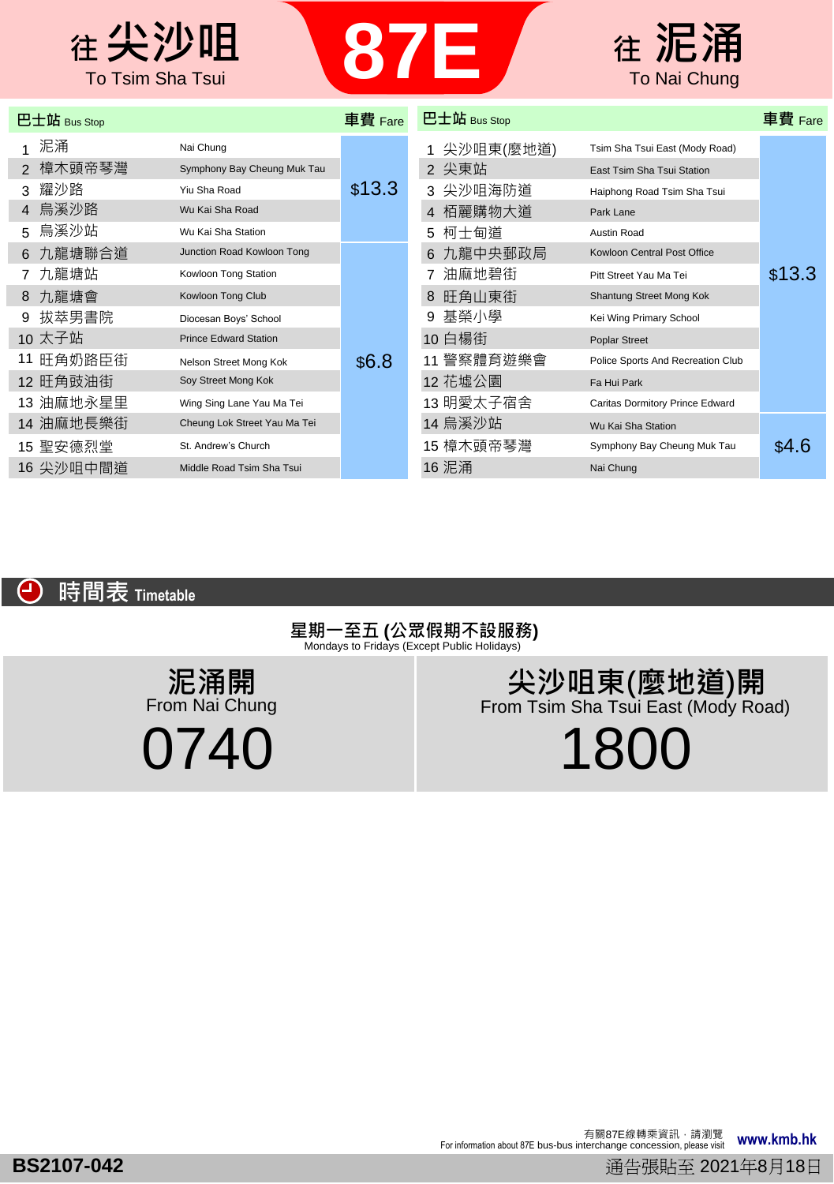# 87E

## 往 尖沙咀 To Tsim Sha Tsui

| 巴士站 Bus Stop | | 車費 Fare |
|---|---|---|
| 1 泥涌 | Nai Chung | $13.3 |
| 2 樟木頭帝琴灣 | Symphony Bay Cheung Muk Tau | $13.3 |
| 3 耀沙路 | Yiu Sha Road | $13.3 |
| 4 烏溪沙路 | Wu Kai Sha Road | $13.3 |
| 5 烏溪沙站 | Wu Kai Sha Station | $13.3 |
| 6 九龍塘聯合道 | Junction Road Kowloon Tong | $6.8 |
| 7 九龍塘站 | Kowloon Tong Station | $6.8 |
| 8 九龍塘會 | Kowloon Tong Club | $6.8 |
| 9 拔萃男書院 | Diocesan Boys' School | $6.8 |
| 10 太子站 | Prince Edward Station | $6.8 |
| 11 旺角奶路臣街 | Nelson Street Mong Kok | $6.8 |
| 12 旺角豉油街 | Soy Street Mong Kok | $6.8 |
| 13 油麻地永星里 | Wing Sing Lane Yau Ma Tei | $6.8 |
| 14 油麻地長樂街 | Cheung Lok Street Yau Ma Tei | $6.8 |
| 15 聖安德烈堂 | St. Andrew's Church | $6.8 |
| 16 尖沙咀中間道 | Middle Road Tsim Sha Tsui | $6.8 |

## 往 泥涌 To Nai Chung

| 巴士站 Bus Stop | | 車費 Fare |
|---|---|---|
| 1 尖沙咀東(麼地道) | Tsim Sha Tsui East (Mody Road) | $13.3 |
| 2 尖東站 | East Tsim Sha Tsui Station | $13.3 |
| 3 尖沙咀海防道 | Haiphong Road Tsim Sha Tsui | $13.3 |
| 4 栢麗購物大道 | Park Lane | $13.3 |
| 5 柯士甸道 | Austin Road | $13.3 |
| 6 九龍中央郵政局 | Kowloon Central Post Office | $13.3 |
| 7 油麻地碧街 | Pitt Street Yau Ma Tei | $13.3 |
| 8 旺角山東街 | Shantung Street Mong Kok | $13.3 |
| 9 基榮小學 | Kei Wing Primary School | $13.3 |
| 10 白楊街 | Poplar Street | $13.3 |
| 11 警察體育遊樂會 | Police Sports And Recreation Club | $13.3 |
| 12 花墟公園 | Fa Hui Park | $13.3 |
| 13 明愛太子宿舍 | Caritas Dormitory Prince Edward | $13.3 |
| 14 烏溪沙站 | Wu Kai Sha Station | $4.6 |
| 15 樟木頭帝琴灣 | Symphony Bay Cheung Muk Tau | $4.6 |
| 16 泥涌 | Nai Chung | $4.6 |

## 時間表 Timetable

**星期一至五 (公眾假期不設服務)**
Mondays to Fridays (Except Public Holidays)

| 泥涌開 From Nai Chung | 尖沙咀東(麼地道)開 From Tsim Sha Tsui East (Mody Road) |
|---|---|
| 0740 | 1800 |

有關87E線轉乘資訊，請瀏覽
For information about 87E bus-bus interchange concession, please visit **www.kmb.hk**

**BS2107-042**

通告張貼至 2021年8月18日